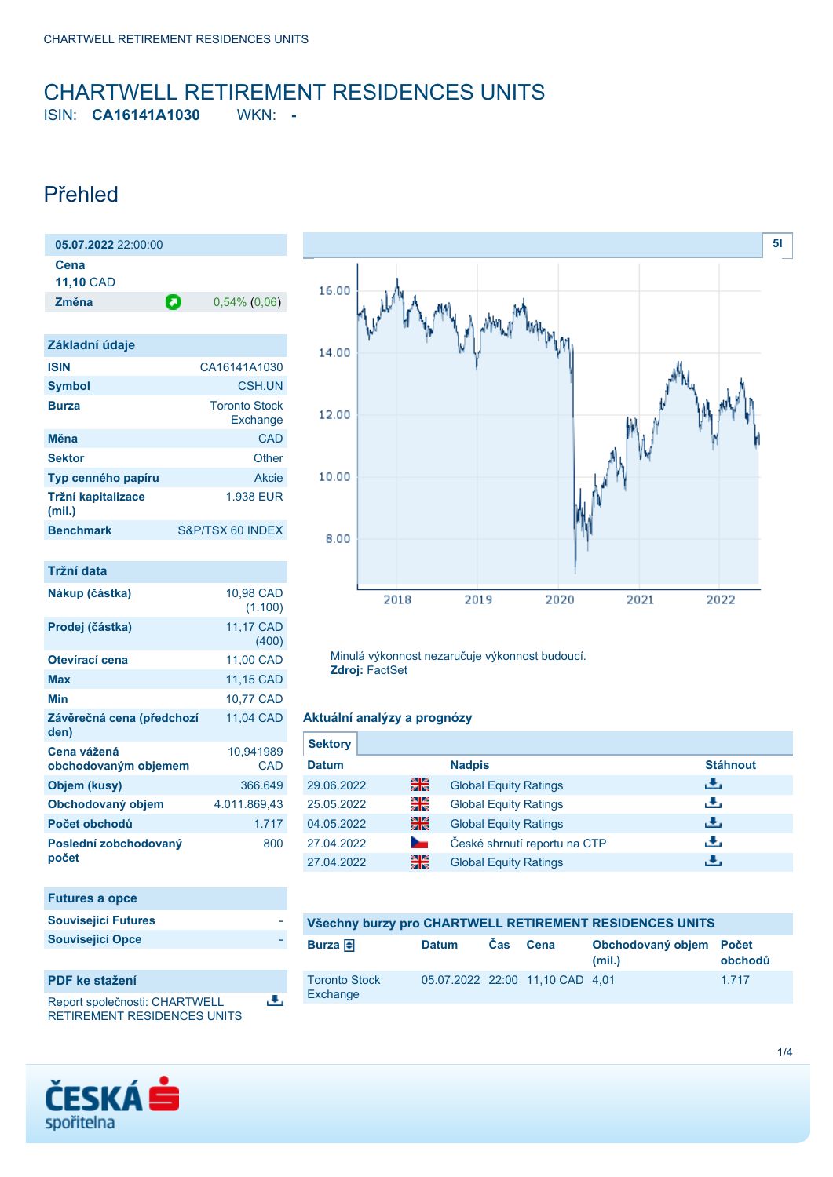# CHARTWELL RETIREMENT RESIDENCES UNITS

ISIN: **CA16141A1030** WKN: **-**

## Přehled

**05.07.2022** 22:00:00

| | |
|---|---|
| **Cena** | **11,10** CAD |
| **Změna** | 0,54% (0,06) |

| Základní údaje | |
|---|---|
| **ISIN** | CA16141A1030 |
| **Symbol** | CSH.UN |
| **Burza** | Toronto Stock Exchange |
| **Měna** | CAD |
| **Sektor** | Other |
| **Typ cenného papíru** | Akcie |
| **Tržní kapitalizace (mil.)** | 1.938 EUR |
| **Benchmark** | S&P/TSX 60 INDEX |

| Tržní data | |
|---|---|
| **Nákup (částka)** | 10,98 CAD (1.100) |
| **Prodej (částka)** | 11,17 CAD (400) |
| **Otevírací cena** | 11,00 CAD |
| **Max** | 11,15 CAD |
| **Min** | 10,77 CAD |
| **Závěrečná cena (předchozí den)** | 11,04 CAD |
| **Cena vážená obchodovaným objemem** | 10,941989 CAD |
| **Objem (kusy)** | 366.649 |
| **Obchodovaný objem** | 4.011.869,43 |
| **Počet obchodů** | 1.717 |
| **Poslední zobchodovaný počet** | 800 |

| Futures a opce | |
|---|---|
| **Související Futures** | - |
| **Související Opce** | - |

### PDF ke stažení

Report společnosti: CHARTWELL RETIREMENT RESIDENCES UNITS

Minulá výkonnost nezaručuje výkonnost budoucí.
**Zdroj:** FactSet

### Aktuální analýzy a prognózy

Sektory

| Datum | | Nadpis | Stáhnout |
|---|---|---|---|
| 29.06.2022 | | Global Equity Ratings | |
| 25.05.2022 | | Global Equity Ratings | |
| 04.05.2022 | | Global Equity Ratings | |
| 27.04.2022 | | České shrnutí reportu na CTP | |
| 27.04.2022 | | Global Equity Ratings | |

### Všechny burzy pro CHARTWELL RETIREMENT RESIDENCES UNITS

| Burza | Datum | Čas | Cena | Obchodovaný objem (mil.) | Počet obchodů |
|---|---|---|---|---|---|
| Toronto Stock Exchange | 05.07.2022 | 22:00 | 11,10 CAD | 4,01 | 1.717 |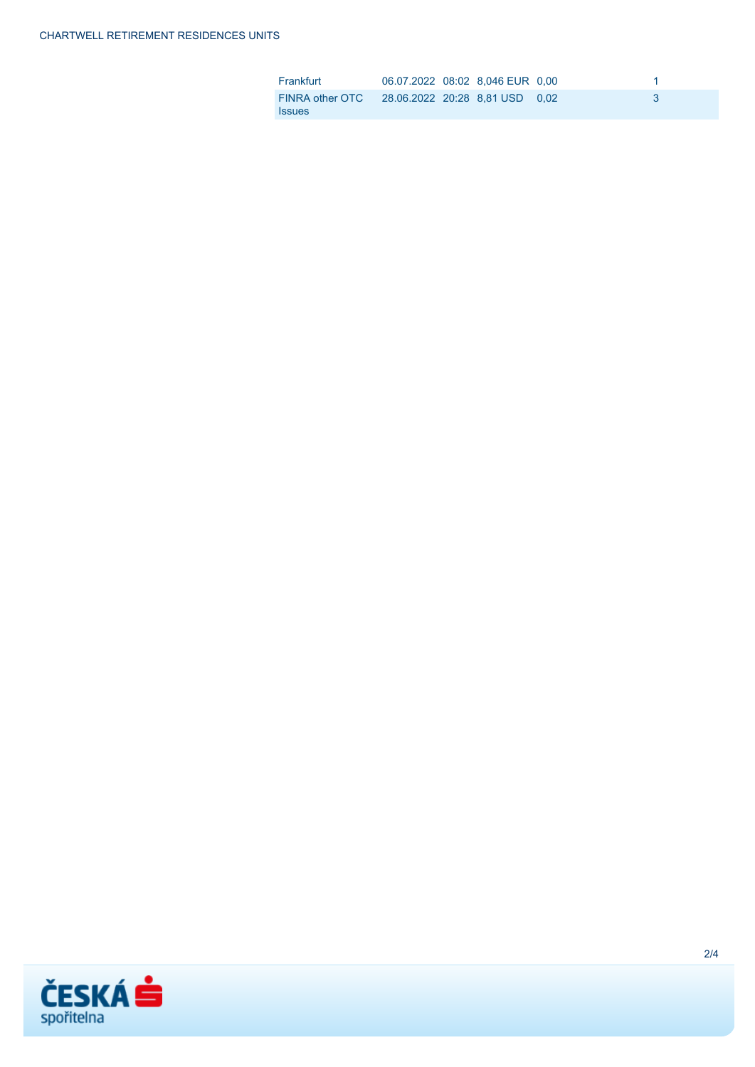| | | | | | |
|---|---|---|---|---|---|
| Frankfurt | 06.07.2022 | 08:02 | 8,046 EUR | 0,00 | 1 |
| FINRA other OTC Issues | 28.06.2022 | 20:28 | 8,81 USD | 0,02 | 3 |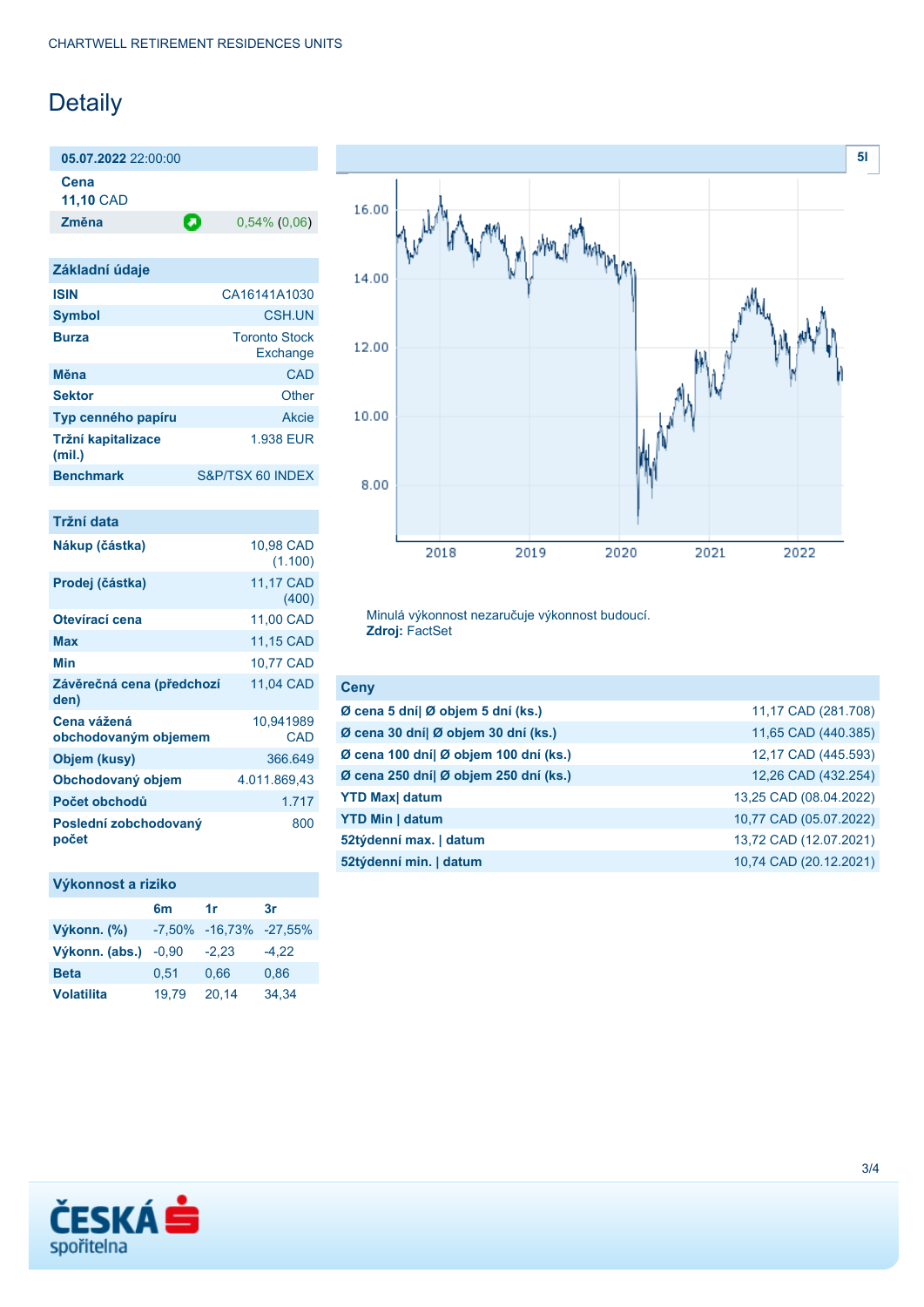CHARTWELL RETIREMENT RESIDENCES UNITS

# Detaily

| **05.07.2022** 22:00:00 | |
|---|---|
| **Cena** 11,10 CAD | |
| **Změna** | 0,54% (0,06) |

| Základní údaje | |
|---|---|
| **ISIN** | CA16141A1030 |
| **Symbol** | CSH.UN |
| **Burza** | Toronto Stock Exchange |
| **Měna** | CAD |
| **Sektor** | Other |
| **Typ cenného papíru** | Akcie |
| **Tržní kapitalizace (mil.)** | 1.938 EUR |
| **Benchmark** | S&P/TSX 60 INDEX |

| Tržní data | |
|---|---|
| **Nákup (částka)** | 10,98 CAD (1.100) |
| **Prodej (částka)** | 11,17 CAD (400) |
| **Otevírací cena** | 11,00 CAD |
| **Max** | 11,15 CAD |
| **Min** | 10,77 CAD |
| **Závěrečná cena (předchozí den)** | 11,04 CAD |
| **Cena vážená obchodovaným objemem** | 10,941989 CAD |
| **Objem (kusy)** | 366.649 |
| **Obchodovaný objem** | 4.011.869,43 |
| **Počet obchodů** | 1.717 |
| **Poslední zobchodovaný počet** | 800 |

| Výkonnost a riziko | 6m | 1r | 3r |
|---|---|---|---|
| **Výkonn. (%)** | -7,50% | -16,73% | -27,55% |
| **Výkonn. (abs.)** | -0,90 | -2,23 | -4,22 |
| **Beta** | 0,51 | 0,66 | 0,86 |
| **Volatilita** | 19,79 | 20,14 | 34,34 |

Minulá výkonnost nezaručuje výkonnost budoucí.
**Zdroj:** FactSet

| Ceny | |
|---|---|
| **Ø cena 5 dní\| Ø objem 5 dní (ks.)** | 11,17 CAD (281.708) |
| **Ø cena 30 dní\| Ø objem 30 dní (ks.)** | 11,65 CAD (440.385) |
| **Ø cena 100 dní\| Ø objem 100 dní (ks.)** | 12,17 CAD (445.593) |
| **Ø cena 250 dní\| Ø objem 250 dní (ks.)** | 12,26 CAD (432.254) |
| **YTD Max\| datum** | 13,25 CAD (08.04.2022) |
| **YTD Min \| datum** | 10,77 CAD (05.07.2022) |
| **52týdenní max. \| datum** | 13,72 CAD (12.07.2021) |
| **52týdenní min. \| datum** | 10,74 CAD (20.12.2021) |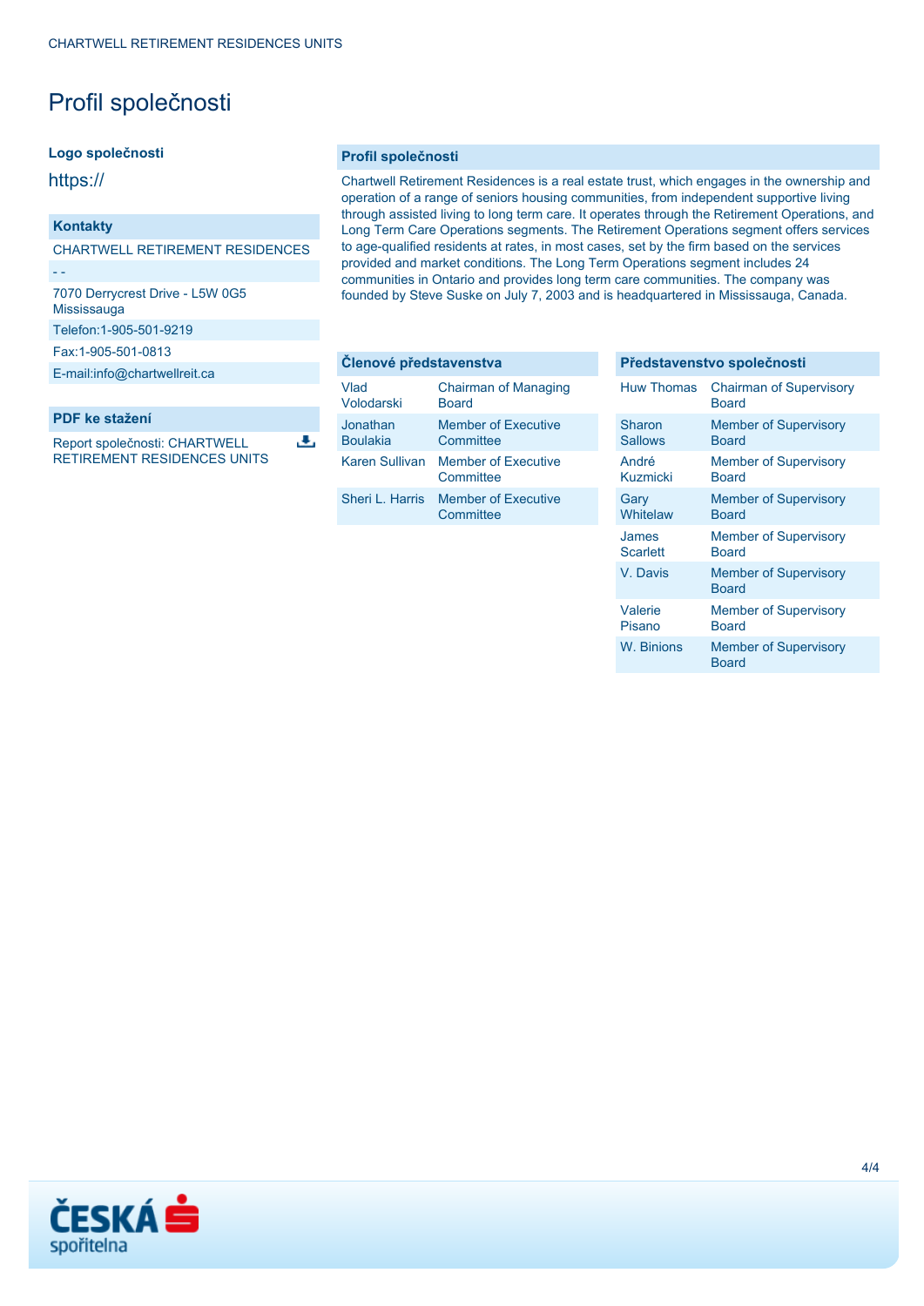# Profil společnosti

### Logo společnosti

https://

### Kontakty

CHARTWELL RETIREMENT RESIDENCES

- -

7070 Derrycrest Drive - L5W 0G5 Mississauga

Telefon:1-905-501-9219

Fax:1-905-501-0813

E-mail:info@chartwellreit.ca

### PDF ke stažení

Report společnosti: CHARTWELL RETIREMENT RESIDENCES UNITS

### Profil společnosti

Chartwell Retirement Residences is a real estate trust, which engages in the ownership and operation of a range of seniors housing communities, from independent supportive living through assisted living to long term care. It operates through the Retirement Operations, and Long Term Care Operations segments. The Retirement Operations segment offers services to age-qualified residents at rates, in most cases, set by the firm based on the services provided and market conditions. The Long Term Operations segment includes 24 communities in Ontario and provides long term care communities. The company was founded by Steve Suske on July 7, 2003 and is headquartered in Mississauga, Canada.

### Členové představenstva

| | |
|---|---|
| Vlad Volodarski | Chairman of Managing Board |
| Jonathan Boulakia | Member of Executive Committee |
| Karen Sullivan | Member of Executive Committee |
| Sheri L. Harris | Member of Executive Committee |

### Představenstvo společnosti

| | |
|---|---|
| Huw Thomas | Chairman of Supervisory Board |
| Sharon Sallows | Member of Supervisory Board |
| André Kuzmicki | Member of Supervisory Board |
| Gary Whitelaw | Member of Supervisory Board |
| James Scarlett | Member of Supervisory Board |
| V. Davis | Member of Supervisory Board |
| Valerie Pisano | Member of Supervisory Board |
| W. Binions | Member of Supervisory Board |